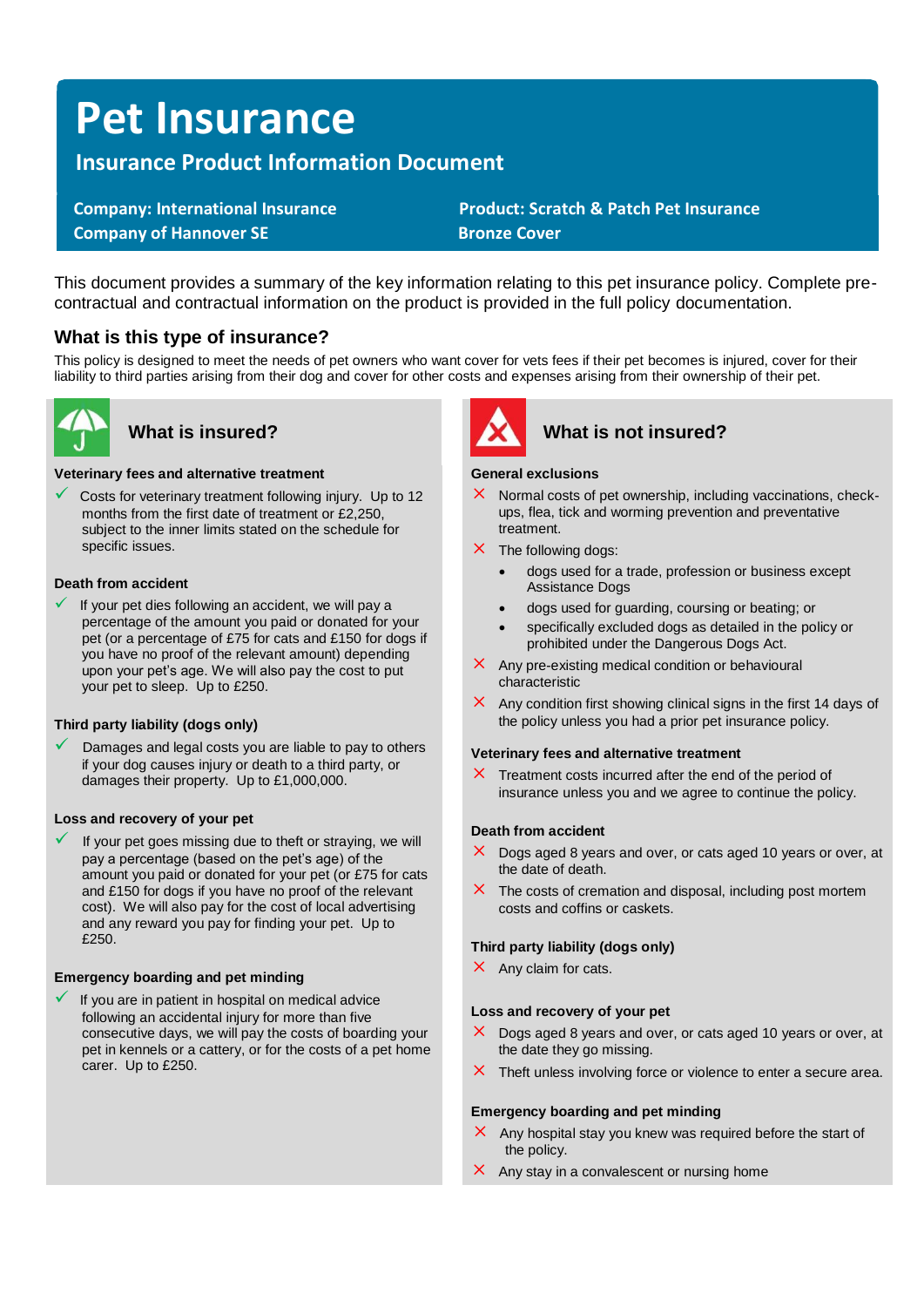# Pet Insurance

## Insurance Product Information Document

**Company: International Insurance Company of Hannover SE**

**Product: Scratch & Patch Pet Insurance Bronze Cover**

This document provides a summary of the key information relating to this pet insurance policy. Complete pre-contractual and contractual information on the product is provided in the full policy documentation.

### What is this type of insurance?

This policy is designed to meet the needs of pet owners who want cover for vets fees if their pet becomes is injured, cover for their liability to third parties arising from their dog and cover for other costs and expenses arising from their ownership of their pet.

### What is insured?

**Veterinary fees and alternative treatment**

- ✓ Costs for veterinary treatment following injury. Up to 12 months from the first date of treatment or £2,250, subject to the inner limits stated on the schedule for specific issues.

**Death from accident**

- ✓ If your pet dies following an accident, we will pay a percentage of the amount you paid or donated for your pet (or a percentage of £75 for cats and £150 for dogs if you have no proof of the relevant amount) depending upon your pet's age. We will also pay the cost to put your pet to sleep. Up to £250.

**Third party liability (dogs only)**

- ✓ Damages and legal costs you are liable to pay to others if your dog causes injury or death to a third party, or damages their property. Up to £1,000,000.

**Loss and recovery of your pet**

- ✓ If your pet goes missing due to theft or straying, we will pay a percentage (based on the pet's age) of the amount you paid or donated for your pet (or £75 for cats and £150 for dogs if you have no proof of the relevant cost). We will also pay for the cost of local advertising and any reward you pay for finding your pet. Up to £250.

**Emergency boarding and pet minding**

- ✓ If you are in patient in hospital on medical advice following an accidental injury for more than five consecutive days, we will pay the costs of boarding your pet in kennels or a cattery, or for the costs of a pet home carer. Up to £250.

### What is not insured?

**General exclusions**

- ✗ Normal costs of pet ownership, including vaccinations, check-ups, flea, tick and worming prevention and preventative treatment.
- ✗ The following dogs:
  - dogs used for a trade, profession or business except Assistance Dogs
  - dogs used for guarding, coursing or beating; or
  - specifically excluded dogs as detailed in the policy or prohibited under the Dangerous Dogs Act.
- ✗ Any pre-existing medical condition or behavioural characteristic
- ✗ Any condition first showing clinical signs in the first 14 days of the policy unless you had a prior pet insurance policy.

**Veterinary fees and alternative treatment**

- ✗ Treatment costs incurred after the end of the period of insurance unless you and we agree to continue the policy.

**Death from accident**

- ✗ Dogs aged 8 years and over, or cats aged 10 years or over, at the date of death.
- ✗ The costs of cremation and disposal, including post mortem costs and coffins or caskets.

**Third party liability (dogs only)**

- ✗ Any claim for cats.

**Loss and recovery of your pet**

- ✗ Dogs aged 8 years and over, or cats aged 10 years or over, at the date they go missing.
- ✗ Theft unless involving force or violence to enter a secure area.

**Emergency boarding and pet minding**

- ✗ Any hospital stay you knew was required before the start of the policy.
- ✗ Any stay in a convalescent or nursing home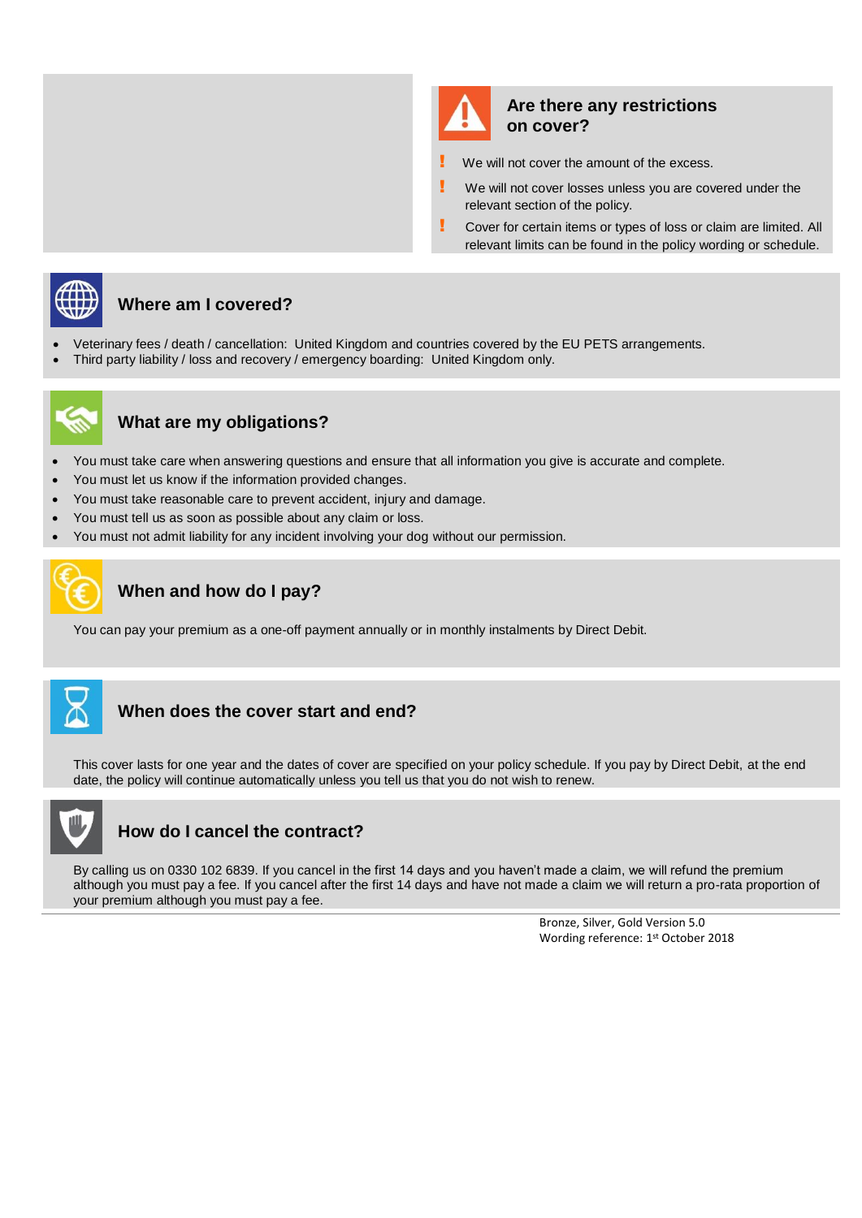## Are there any restrictions on cover?

- ! We will not cover the amount of the excess.
- ! We will not cover losses unless you are covered under the relevant section of the policy.
- ! Cover for certain items or types of loss or claim are limited. All relevant limits can be found in the policy wording or schedule.

## Where am I covered?

- Veterinary fees / death / cancellation: United Kingdom and countries covered by the EU PETS arrangements.
- Third party liability / loss and recovery / emergency boarding: United Kingdom only.

## What are my obligations?

- You must take care when answering questions and ensure that all information you give is accurate and complete.
- You must let us know if the information provided changes.
- You must take reasonable care to prevent accident, injury and damage.
- You must tell us as soon as possible about any claim or loss.
- You must not admit liability for any incident involving your dog without our permission.

## When and how do I pay?

You can pay your premium as a one-off payment annually or in monthly instalments by Direct Debit.

## When does the cover start and end?

This cover lasts for one year and the dates of cover are specified on your policy schedule. If you pay by Direct Debit, at the end date, the policy will continue automatically unless you tell us that you do not wish to renew.

## How do I cancel the contract?

By calling us on 0330 102 6839. If you cancel in the first 14 days and you haven't made a claim, we will refund the premium although you must pay a fee. If you cancel after the first 14 days and have not made a claim we will return a pro-rata proportion of your premium although you must pay a fee.

Bronze, Silver, Gold Version 5.0
Wording reference: 1st October 2018